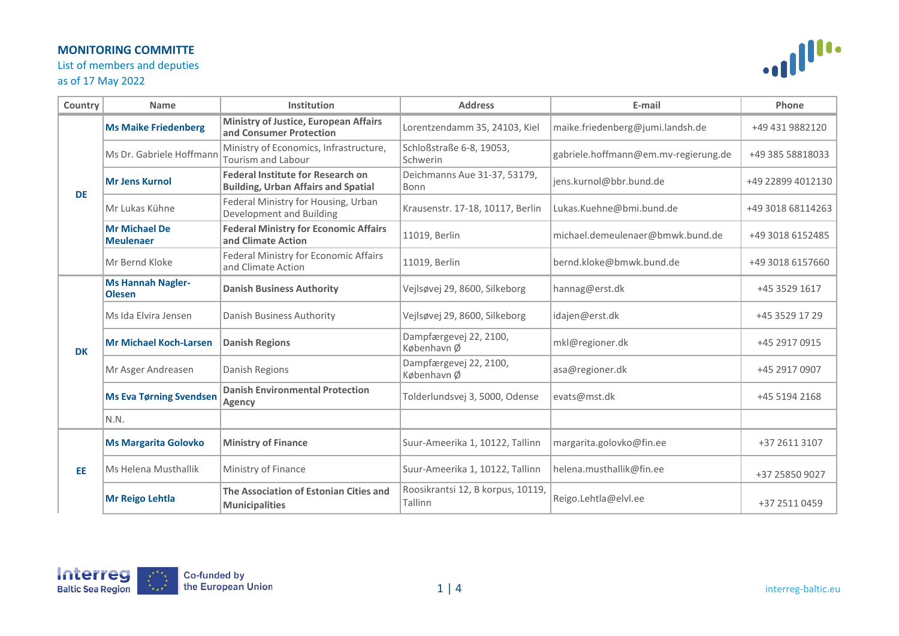# MONITORING COMMITTE

List of members and deputies
as of 17 May 2022

| Country | Name | Institution | Address | E-mail | Phone |
|---|---|---|---|---|---|
| DE | **Ms Maike Friedenberg** | **Ministry of Justice, European Affairs and Consumer Protection** | Lorentzendamm 35, 24103, Kiel | maike.friedenberg@jumi.landsh.de | +49 431 9882120 |
| | Ms Dr. Gabriele Hoffmann | Ministry of Economics, Infrastructure, Tourism and Labour | Schloßstraße 6-8, 19053, Schwerin | gabriele.hoffmann@em.mv-regierung.de | +49 385 58818033 |
| | **Mr Jens Kurnol** | **Federal Institute for Research on Building, Urban Affairs and Spatial** | Deichmanns Aue 31-37, 53179, Bonn | jens.kurnol@bbr.bund.de | +49 22899 4012130 |
| | Mr Lukas Kühne | Federal Ministry for Housing, Urban Development and Building | Krausenstr. 17-18, 10117, Berlin | Lukas.Kuehne@bmi.bund.de | +49 3018 68114263 |
| | **Mr Michael De Meulenaer** | **Federal Ministry for Economic Affairs and Climate Action** | 11019, Berlin | michael.demeulenaer@bmwk.bund.de | +49 3018 6152485 |
| | Mr Bernd Kloke | Federal Ministry for Economic Affairs and Climate Action | 11019, Berlin | bernd.kloke@bmwk.bund.de | +49 3018 6157660 |
| DK | **Ms Hannah Nagler-Olesen** | **Danish Business Authority** | Vejlsøvej 29, 8600, Silkeborg | hannag@erst.dk | +45 3529 1617 |
| | Ms Ida Elvira Jensen | Danish Business Authority | Vejlsøvej 29, 8600, Silkeborg | idajen@erst.dk | +45 3529 17 29 |
| | **Mr Michael Koch-Larsen** | **Danish Regions** | Dampfærgevej 22, 2100, København Ø | mkl@regioner.dk | +45 2917 0915 |
| | Mr Asger Andreasen | Danish Regions | Dampfærgevej 22, 2100, København Ø | asa@regioner.dk | +45 2917 0907 |
| | **Ms Eva Tørning Svendsen** | **Danish Environmental Protection Agency** | Tolderlundsvej 3, 5000, Odense | evats@mst.dk | +45 5194 2168 |
| | N.N. | | | | |
| EE | **Ms Margarita Golovko** | **Ministry of Finance** | Suur-Ameerika 1, 10122, Tallinn | margarita.golovko@fin.ee | +37 2611 3107 |
| | Ms Helena Musthallik | Ministry of Finance | Suur-Ameerika 1, 10122, Tallinn | helena.musthallik@fin.ee | +37 25850 9027 |
| | **Mr Reigo Lehtla** | **The Association of Estonian Cities and Municipalities** | Roosikrantsi 12, B korpus, 10119, Tallinn | Reigo.Lehtla@elvl.ee | +37 2511 0459 |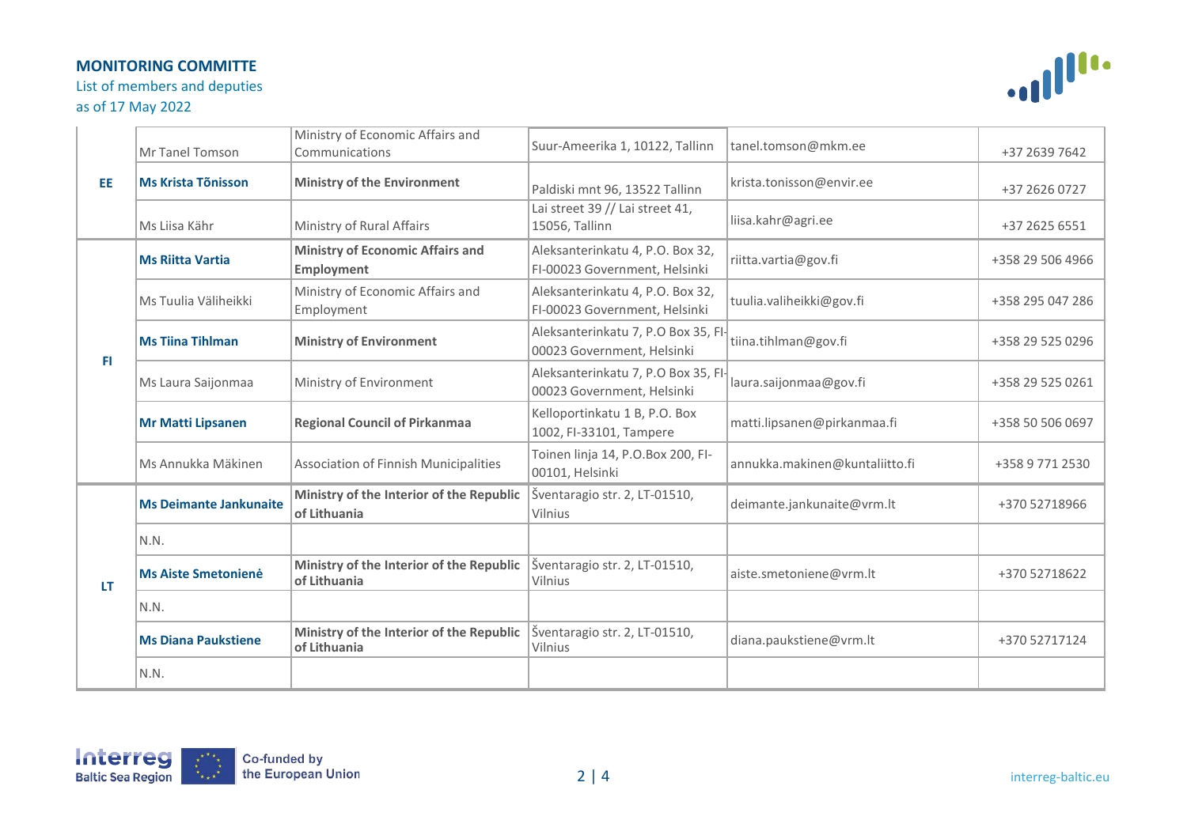**MONITORING COMMITTE**

List of members and deputies
as of 17 May 2022

| | | | | | |
|---|---|---|---|---|---|
| EE | Mr Tanel Tomson | Ministry of Economic Affairs and Communications | Suur-Ameerika 1, 10122, Tallinn | tanel.tomson@mkm.ee | +37 2639 7642 |
| | **Ms Krista Tõnisson** | **Ministry of the Environment** | Paldiski mnt 96, 13522 Tallinn | krista.tonisson@envir.ee | +37 2626 0727 |
| | Ms Liisa Kähr | Ministry of Rural Affairs | Lai street 39 // Lai street 41, 15056, Tallinn | liisa.kahr@agri.ee | +37 2625 6551 |
| FI | **Ms Riitta Vartia** | **Ministry of Economic Affairs and Employment** | Aleksanterinkatu 4, P.O. Box 32, FI-00023 Government, Helsinki | riitta.vartia@gov.fi | +358 29 506 4966 |
| | Ms Tuulia Väliheikki | Ministry of Economic Affairs and Employment | Aleksanterinkatu 4, P.O. Box 32, FI-00023 Government, Helsinki | tuulia.valiheikki@gov.fi | +358 295 047 286 |
| | **Ms Tiina Tihlman** | **Ministry of Environment** | Aleksanterinkatu 7, P.O Box 35, FI-00023 Government, Helsinki | tiina.tihlman@gov.fi | +358 29 525 0296 |
| | Ms Laura Saijonmaa | Ministry of Environment | Aleksanterinkatu 7, P.O Box 35, FI-00023 Government, Helsinki | laura.saijonmaa@gov.fi | +358 29 525 0261 |
| | **Mr Matti Lipsanen** | **Regional Council of Pirkanmaa** | Kelloportinkatu 1 B, P.O. Box 1002, FI-33101, Tampere | matti.lipsanen@pirkanmaa.fi | +358 50 506 0697 |
| | Ms Annukka Mäkinen | Association of Finnish Municipalities | Toinen linja 14, P.O.Box 200, FI-00101, Helsinki | annukka.makinen@kuntaliitto.fi | +358 9 771 2530 |
| LT | **Ms Deimante Jankunaite** | **Ministry of the Interior of the Republic of Lithuania** | Šventaragio str. 2, LT-01510, Vilnius | deimante.jankunaite@vrm.lt | +370 52718966 |
| | N.N. | | | | |
| | **Ms Aiste Smetonienė** | **Ministry of the Interior of the Republic of Lithuania** | Šventaragio str. 2, LT-01510, Vilnius | aiste.smetoniene@vrm.lt | +370 52718622 |
| | N.N. | | | | |
| | **Ms Diana Paukstiene** | **Ministry of the Interior of the Republic of Lithuania** | Šventaragio str. 2, LT-01510, Vilnius | diana.paukstiene@vrm.lt | +370 52717124 |
| | N.N. | | | | |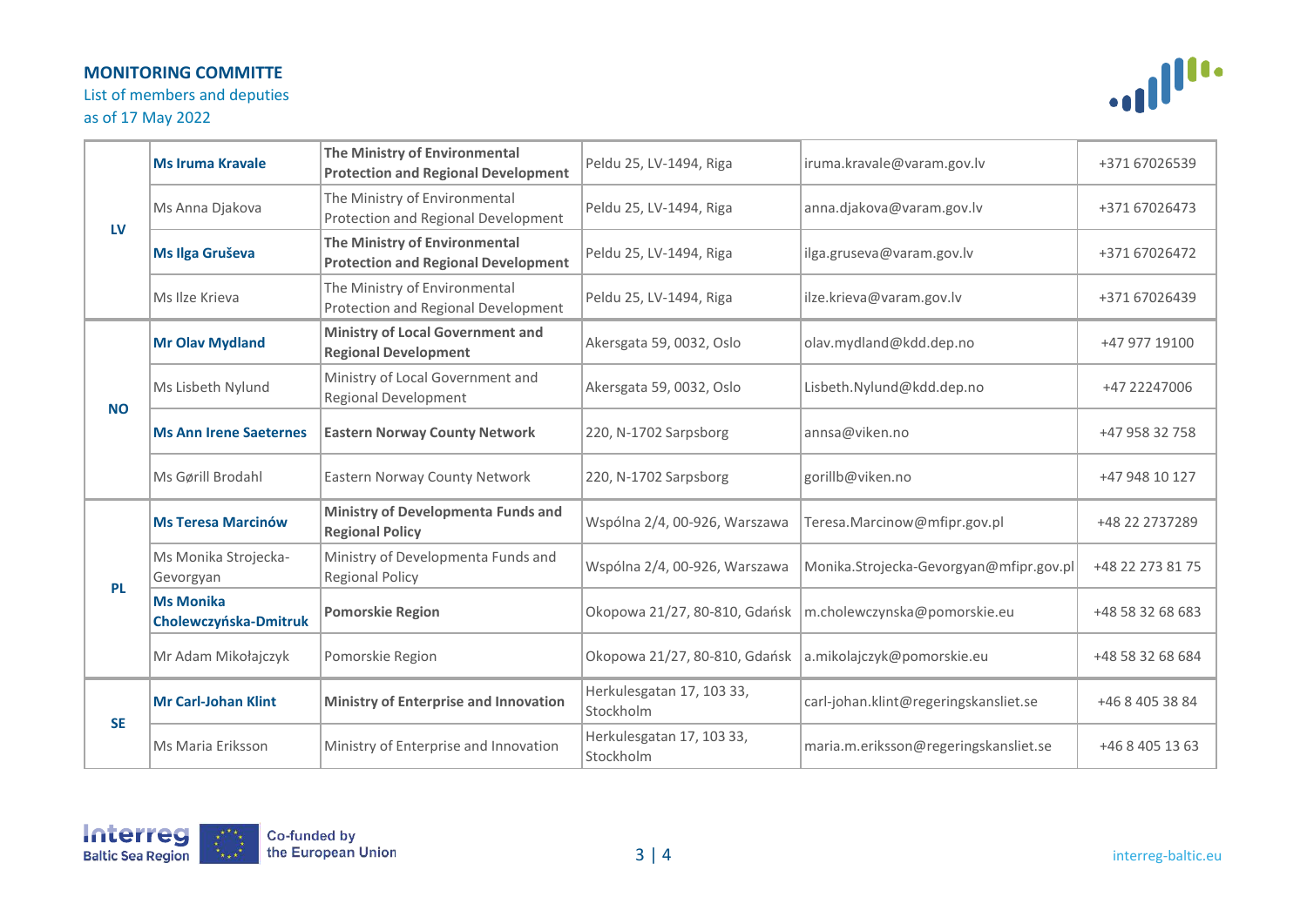**MONITORING COMMITTE**

List of members and deputies
as of 17 May 2022

| | | | | | |
|---|---|---|---|---|---|
| LV | **Ms Iruma Kravale** | **The Ministry of Environmental Protection and Regional Development** | Peldu 25, LV-1494, Riga | iruma.kravale@varam.gov.lv | +371 67026539 |
| | Ms Anna Djakova | The Ministry of Environmental Protection and Regional Development | Peldu 25, LV-1494, Riga | anna.djakova@varam.gov.lv | +371 67026473 |
| | **Ms Ilga Gruševa** | **The Ministry of Environmental Protection and Regional Development** | Peldu 25, LV-1494, Riga | ilga.gruseva@varam.gov.lv | +371 67026472 |
| | Ms Ilze Krieva | The Ministry of Environmental Protection and Regional Development | Peldu 25, LV-1494, Riga | ilze.krieva@varam.gov.lv | +371 67026439 |
| NO | **Mr Olav Mydland** | **Ministry of Local Government and Regional Development** | Akersgata 59, 0032, Oslo | olav.mydland@kdd.dep.no | +47 977 19100 |
| | Ms Lisbeth Nylund | Ministry of Local Government and Regional Development | Akersgata 59, 0032, Oslo | Lisbeth.Nylund@kdd.dep.no | +47 22247006 |
| | **Ms Ann Irene Saeternes** | **Eastern Norway County Network** | 220, N-1702 Sarpsborg | annsa@viken.no | +47 958 32 758 |
| | Ms Gørill Brodahl | Eastern Norway County Network | 220, N-1702 Sarpsborg | gorillb@viken.no | +47 948 10 127 |
| PL | **Ms Teresa Marcinów** | **Ministry of Developmenta Funds and Regional Policy** | Wspólna 2/4, 00-926, Warszawa | Teresa.Marcinow@mfipr.gov.pl | +48 22 2737289 |
| | Ms Monika Strojecka-Gevorgyan | Ministry of Developmenta Funds and Regional Policy | Wspólna 2/4, 00-926, Warszawa | Monika.Strojecka-Gevorgyan@mfipr.gov.pl | +48 22 273 81 75 |
| | **Ms Monika Cholewczyńska-Dmitruk** | **Pomorskie Region** | Okopowa 21/27, 80-810, Gdańsk | m.cholewczynska@pomorskie.eu | +48 58 32 68 683 |
| | Mr Adam Mikołajczyk | Pomorskie Region | Okopowa 21/27, 80-810, Gdańsk | a.mikolajczyk@pomorskie.eu | +48 58 32 68 684 |
| SE | **Mr Carl-Johan Klint** | **Ministry of Enterprise and Innovation** | Herkulesgatan 17, 103 33, Stockholm | carl-johan.klint@regeringskansliet.se | +46 8 405 38 84 |
| | Ms Maria Eriksson | Ministry of Enterprise and Innovation | Herkulesgatan 17, 103 33, Stockholm | maria.m.eriksson@regeringskansliet.se | +46 8 405 13 63 |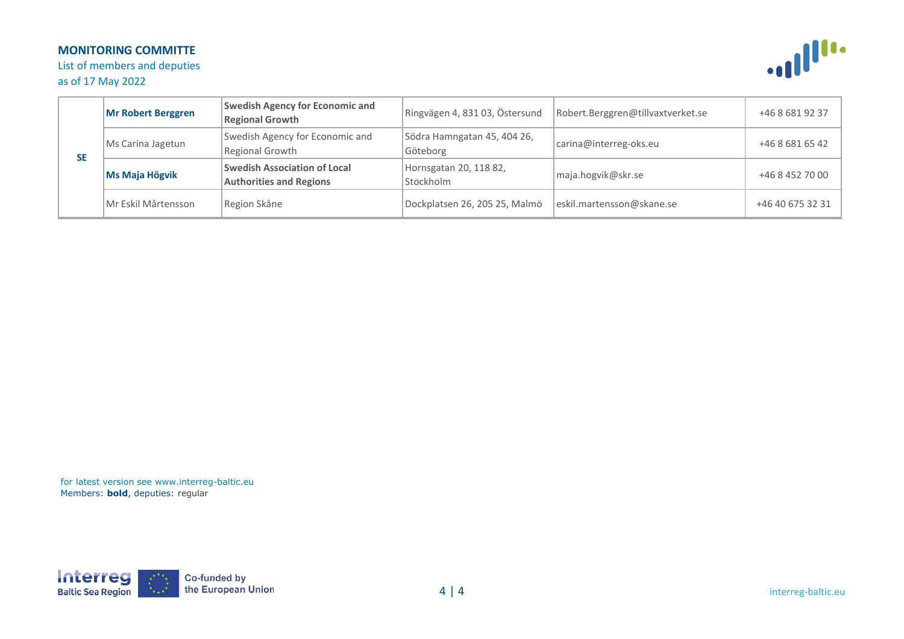**MONITORING COMMITTE**

List of members and deputies
as of 17 May 2022

| | | | | | |
|---|---|---|---|---|---|
| **SE** | **Mr Robert Berggren** | **Swedish Agency for Economic and Regional Growth** | Ringvägen 4, 831 03, Östersund | Robert.Berggren@tillvaxtverket.se | +46 8 681 92 37 |
| | Ms Carina Jagetun | Swedish Agency for Economic and Regional Growth | Södra Hamngatan 45, 404 26, Göteborg | carina@interreg-oks.eu | +46 8 681 65 42 |
| | **Ms Maja Högvik** | **Swedish Association of Local Authorities and Regions** | Hornsgatan 20, 118 82, Stockholm | maja.hogvik@skr.se | +46 8 452 70 00 |
| | Mr Eskil Mårtensson | Region Skåne | Dockplatsen 26, 205 25, Malmö | eskil.martensson@skane.se | +46 40 675 32 31 |

for latest version see www.interreg-baltic.eu
Members: **bold**, deputies: regular